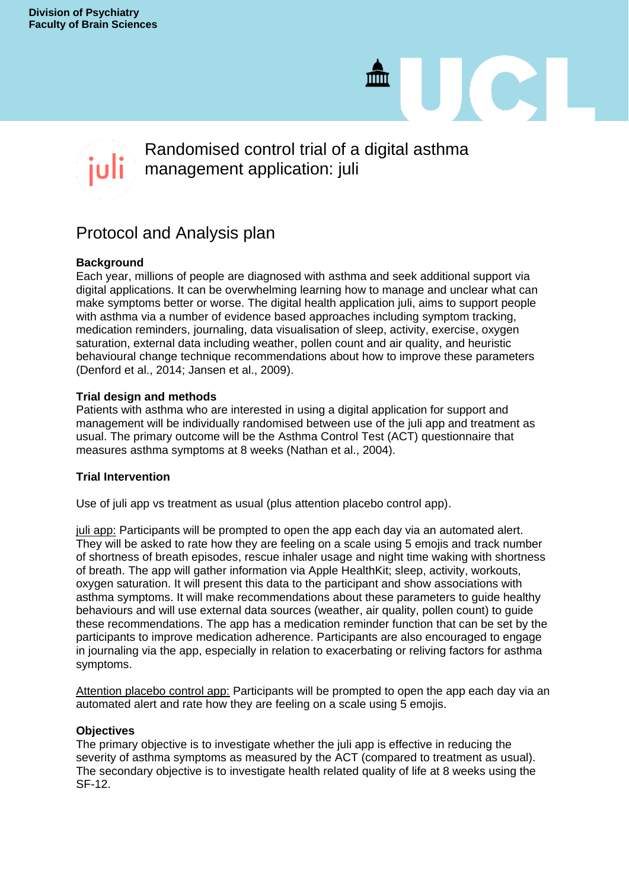Division of Psychiatry
Faculty of Brain Sciences

# Randomised control trial of a digital asthma management application: juli

## Protocol and Analysis plan

### Background

Each year, millions of people are diagnosed with asthma and seek additional support via digital applications. It can be overwhelming learning how to manage and unclear what can make symptoms better or worse. The digital health application juli, aims to support people with asthma via a number of evidence based approaches including symptom tracking, medication reminders, journaling, data visualisation of sleep, activity, exercise, oxygen saturation, external data including weather, pollen count and air quality, and heuristic behavioural change technique recommendations about how to improve these parameters (Denford et al., 2014; Jansen et al., 2009).

### Trial design and methods

Patients with asthma who are interested in using a digital application for support and management will be individually randomised between use of the juli app and treatment as usual. The primary outcome will be the Asthma Control Test (ACT) questionnaire that measures asthma symptoms at 8 weeks (Nathan et al., 2004).

### Trial Intervention

Use of juli app vs treatment as usual (plus attention placebo control app).

juli app: Participants will be prompted to open the app each day via an automated alert. They will be asked to rate how they are feeling on a scale using 5 emojis and track number of shortness of breath episodes, rescue inhaler usage and night time waking with shortness of breath. The app will gather information via Apple HealthKit; sleep, activity, workouts, oxygen saturation. It will present this data to the participant and show associations with asthma symptoms. It will make recommendations about these parameters to guide healthy behaviours and will use external data sources (weather, air quality, pollen count) to guide these recommendations. The app has a medication reminder function that can be set by the participants to improve medication adherence. Participants are also encouraged to engage in journaling via the app, especially in relation to exacerbating or reliving factors for asthma symptoms.

Attention placebo control app: Participants will be prompted to open the app each day via an automated alert and rate how they are feeling on a scale using 5 emojis.

### Objectives

The primary objective is to investigate whether the juli app is effective in reducing the severity of asthma symptoms as measured by the ACT (compared to treatment as usual). The secondary objective is to investigate health related quality of life at 8 weeks using the SF-12.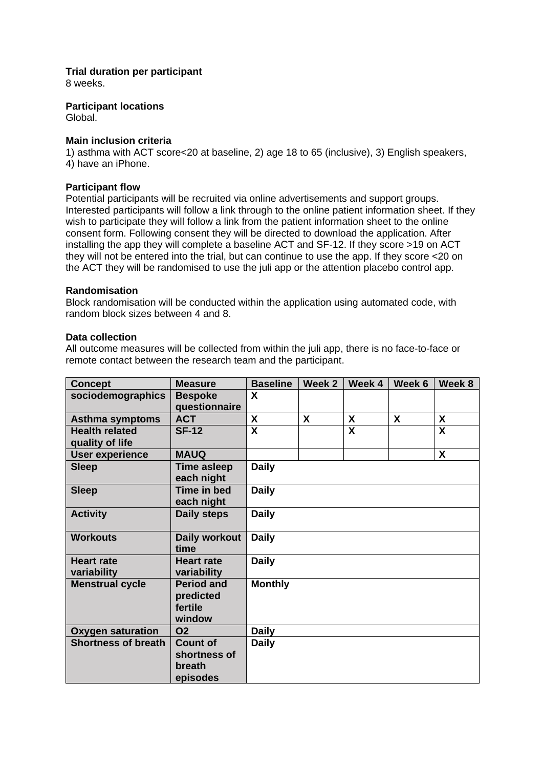**Trial duration per participant**
8 weeks.

**Participant locations**
Global.

**Main inclusion criteria**
1) asthma with ACT score<20 at baseline, 2) age 18 to 65 (inclusive), 3) English speakers, 4) have an iPhone.

**Participant flow**
Potential participants will be recruited via online advertisements and support groups. Interested participants will follow a link through to the online patient information sheet. If they wish to participate they will follow a link from the patient information sheet to the online consent form. Following consent they will be directed to download the application. After installing the app they will complete a baseline ACT and SF-12. If they score >19 on ACT they will not be entered into the trial, but can continue to use the app. If they score <20 on the ACT they will be randomised to use the juli app or the attention placebo control app.

**Randomisation**
Block randomisation will be conducted within the application using automated code, with random block sizes between 4 and 8.

**Data collection**
All outcome measures will be collected from within the juli app, there is no face-to-face or remote contact between the research team and the participant.

| Concept | Measure | Baseline | Week 2 | Week 4 | Week 6 | Week 8 |
|---|---|---|---|---|---|---|
| **sociodemographics** | **Bespoke questionnaire** | **X** | | | | |
| **Asthma symptoms** | **ACT** | **X** | **X** | **X** | **X** | **X** |
| **Health related quality of life** | **SF-12** | **X** | | **X** | | **X** |
| **User experience** | **MAUQ** | | | | | **X** |
| **Sleep** | **Time asleep each night** | **Daily** | | | | |
| **Sleep** | **Time in bed each night** | **Daily** | | | | |
| **Activity** | **Daily steps** | **Daily** | | | | |
| **Workouts** | **Daily workout time** | **Daily** | | | | |
| **Heart rate variability** | **Heart rate variability** | **Daily** | | | | |
| **Menstrual cycle** | **Period and predicted fertile window** | **Monthly** | | | | |
| **Oxygen saturation** | **O2** | **Daily** | | | | |
| **Shortness of breath** | **Count of shortness of breath episodes** | **Daily** | | | | |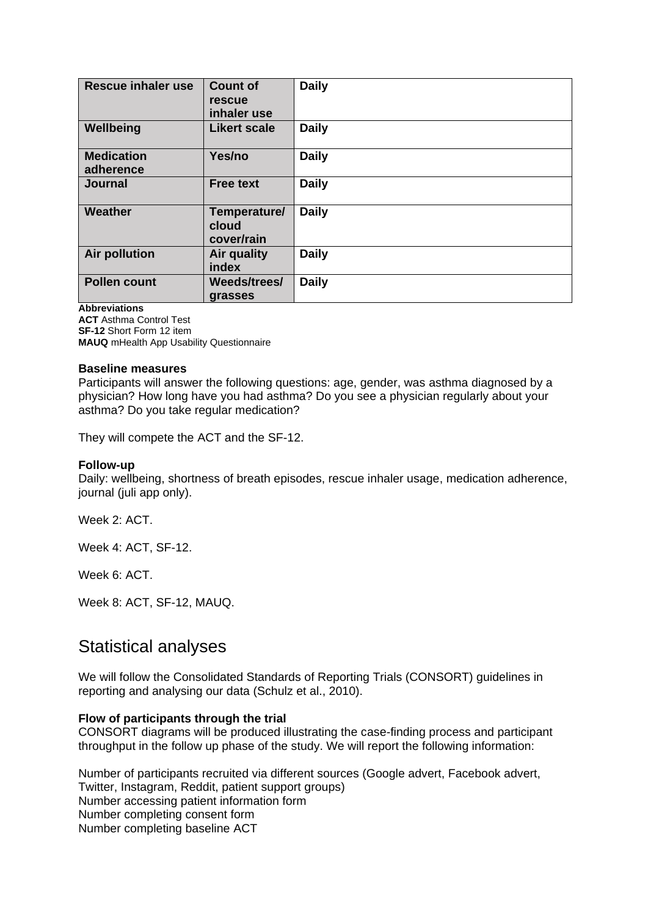| Rescue inhaler use | Count of rescue inhaler use | Daily |
|---|---|---|
| Wellbeing | Likert scale | Daily |
| Medication adherence | Yes/no | Daily |
| Journal | Free text | Daily |
| Weather | Temperature/ cloud cover/rain | Daily |
| Air pollution | Air quality index | Daily |
| Pollen count | Weeds/trees/ grasses | Daily |

**Abbreviations**
**ACT** Asthma Control Test
**SF-12** Short Form 12 item
**MAUQ** mHealth App Usability Questionnaire

**Baseline measures**
Participants will answer the following questions: age, gender, was asthma diagnosed by a physician? How long have you had asthma? Do you see a physician regularly about your asthma? Do you take regular medication?

They will compete the ACT and the SF-12.

**Follow-up**
Daily: wellbeing, shortness of breath episodes, rescue inhaler usage, medication adherence, journal (juli app only).

Week 2: ACT.

Week 4: ACT, SF-12.

Week 6: ACT.

Week 8: ACT, SF-12, MAUQ.

## Statistical analyses

We will follow the Consolidated Standards of Reporting Trials (CONSORT) guidelines in reporting and analysing our data (Schulz et al., 2010).

**Flow of participants through the trial**
CONSORT diagrams will be produced illustrating the case-finding process and participant throughput in the follow up phase of the study. We will report the following information:

Number of participants recruited via different sources (Google advert, Facebook advert, Twitter, Instagram, Reddit, patient support groups)
Number accessing patient information form
Number completing consent form
Number completing baseline ACT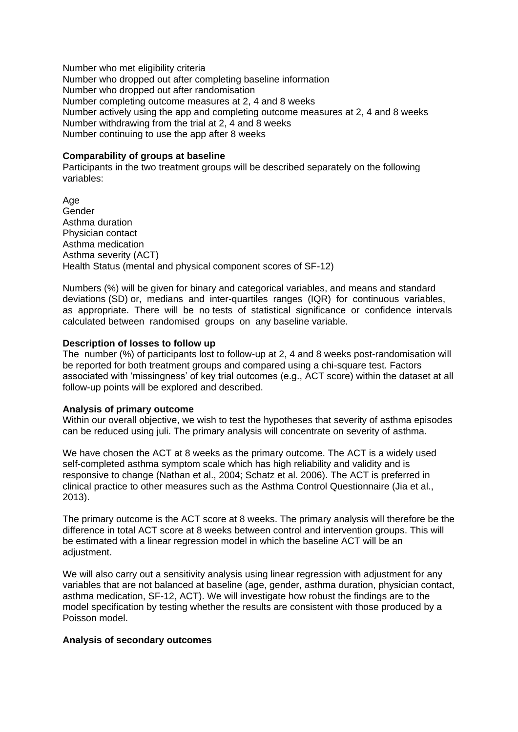Number who met eligibility criteria
Number who dropped out after completing baseline information
Number who dropped out after randomisation
Number completing outcome measures at 2, 4 and 8 weeks
Number actively using the app and completing outcome measures at 2, 4 and 8 weeks
Number withdrawing from the trial at 2, 4 and 8 weeks
Number continuing to use the app after 8 weeks

**Comparability of groups at baseline**
Participants in the two treatment groups will be described separately on the following variables:

Age
Gender
Asthma duration
Physician contact
Asthma medication
Asthma severity (ACT)
Health Status (mental and physical component scores of SF-12)

Numbers (%) will be given for binary and categorical variables, and means and standard deviations (SD) or, medians and inter-quartiles ranges (IQR) for continuous variables, as appropriate. There will be no tests of statistical significance or confidence intervals calculated between randomised groups on any baseline variable.

**Description of losses to follow up**
The number (%) of participants lost to follow-up at 2, 4 and 8 weeks post-randomisation will be reported for both treatment groups and compared using a chi-square test. Factors associated with 'missingness' of key trial outcomes (e.g., ACT score) within the dataset at all follow-up points will be explored and described.

**Analysis of primary outcome**
Within our overall objective, we wish to test the hypotheses that severity of asthma episodes can be reduced using juli. The primary analysis will concentrate on severity of asthma.

We have chosen the ACT at 8 weeks as the primary outcome. The ACT is a widely used self-completed asthma symptom scale which has high reliability and validity and is responsive to change (Nathan et al., 2004; Schatz et al. 2006). The ACT is preferred in clinical practice to other measures such as the Asthma Control Questionnaire (Jia et al., 2013).

The primary outcome is the ACT score at 8 weeks. The primary analysis will therefore be the difference in total ACT score at 8 weeks between control and intervention groups. This will be estimated with a linear regression model in which the baseline ACT will be an adjustment.

We will also carry out a sensitivity analysis using linear regression with adjustment for any variables that are not balanced at baseline (age, gender, asthma duration, physician contact, asthma medication, SF-12, ACT). We will investigate how robust the findings are to the model specification by testing whether the results are consistent with those produced by a Poisson model.

**Analysis of secondary outcomes**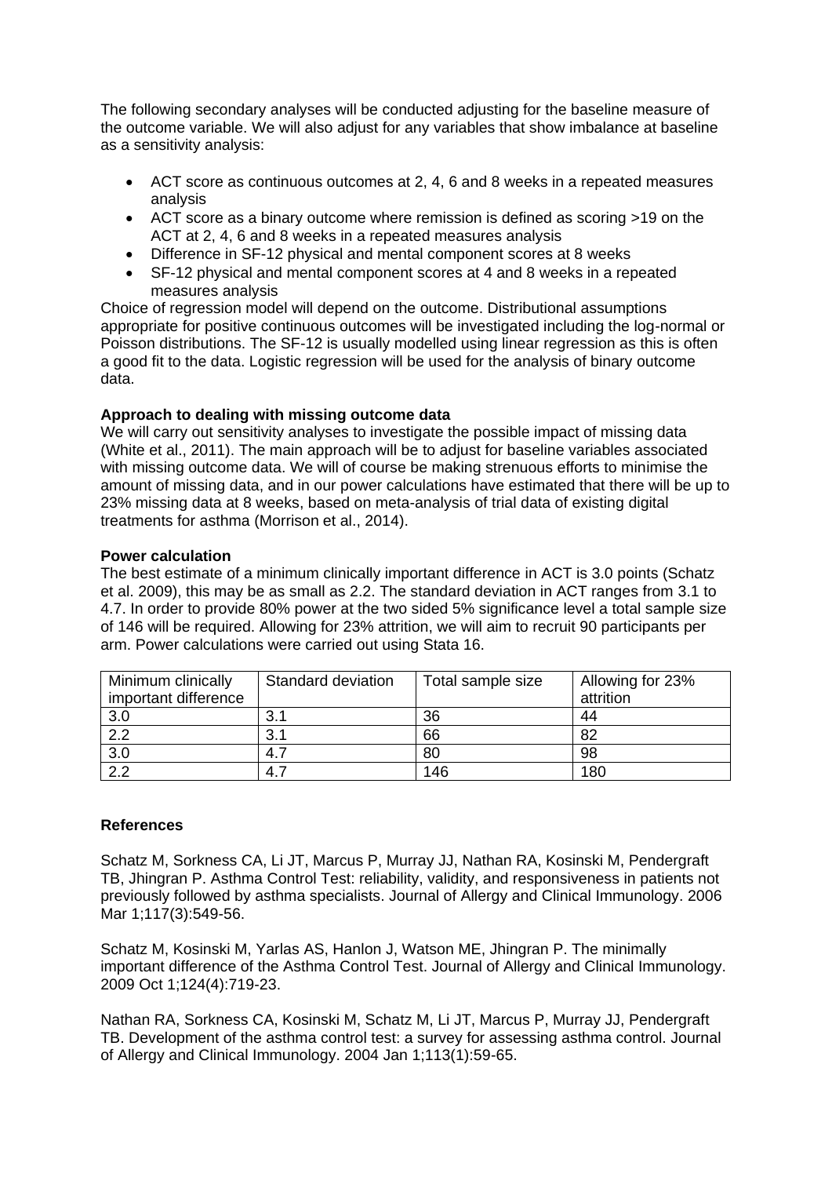The following secondary analyses will be conducted adjusting for the baseline measure of the outcome variable. We will also adjust for any variables that show imbalance at baseline as a sensitivity analysis:

- ACT score as continuous outcomes at 2, 4, 6 and 8 weeks in a repeated measures analysis
- ACT score as a binary outcome where remission is defined as scoring >19 on the ACT at 2, 4, 6 and 8 weeks in a repeated measures analysis
- Difference in SF-12 physical and mental component scores at 8 weeks
- SF-12 physical and mental component scores at 4 and 8 weeks in a repeated measures analysis

Choice of regression model will depend on the outcome. Distributional assumptions appropriate for positive continuous outcomes will be investigated including the log-normal or Poisson distributions. The SF-12 is usually modelled using linear regression as this is often a good fit to the data. Logistic regression will be used for the analysis of binary outcome data.

**Approach to dealing with missing outcome data**

We will carry out sensitivity analyses to investigate the possible impact of missing data (White et al., 2011). The main approach will be to adjust for baseline variables associated with missing outcome data. We will of course be making strenuous efforts to minimise the amount of missing data, and in our power calculations have estimated that there will be up to 23% missing data at 8 weeks, based on meta-analysis of trial data of existing digital treatments for asthma (Morrison et al., 2014).

**Power calculation**

The best estimate of a minimum clinically important difference in ACT is 3.0 points (Schatz et al. 2009), this may be as small as 2.2. The standard deviation in ACT ranges from 3.1 to 4.7. In order to provide 80% power at the two sided 5% significance level a total sample size of 146 will be required. Allowing for 23% attrition, we will aim to recruit 90 participants per arm. Power calculations were carried out using Stata 16.

| Minimum clinically important difference | Standard deviation | Total sample size | Allowing for 23% attrition |
|---|---|---|---|
| 3.0 | 3.1 | 36 | 44 |
| 2.2 | 3.1 | 66 | 82 |
| 3.0 | 4.7 | 80 | 98 |
| 2.2 | 4.7 | 146 | 180 |

**References**

Schatz M, Sorkness CA, Li JT, Marcus P, Murray JJ, Nathan RA, Kosinski M, Pendergraft TB, Jhingran P. Asthma Control Test: reliability, validity, and responsiveness in patients not previously followed by asthma specialists. Journal of Allergy and Clinical Immunology. 2006 Mar 1;117(3):549-56.

Schatz M, Kosinski M, Yarlas AS, Hanlon J, Watson ME, Jhingran P. The minimally important difference of the Asthma Control Test. Journal of Allergy and Clinical Immunology. 2009 Oct 1;124(4):719-23.

Nathan RA, Sorkness CA, Kosinski M, Schatz M, Li JT, Marcus P, Murray JJ, Pendergraft TB. Development of the asthma control test: a survey for assessing asthma control. Journal of Allergy and Clinical Immunology. 2004 Jan 1;113(1):59-65.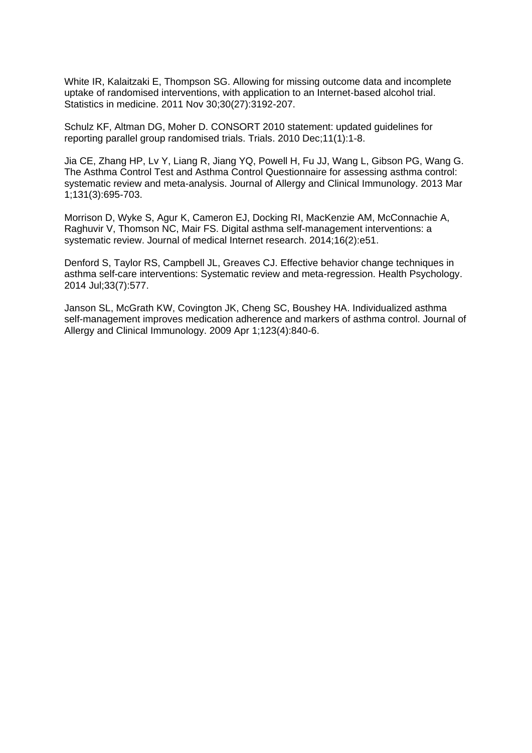White IR, Kalaitzaki E, Thompson SG. Allowing for missing outcome data and incomplete uptake of randomised interventions, with application to an Internet-based alcohol trial. Statistics in medicine. 2011 Nov 30;30(27):3192-207.

Schulz KF, Altman DG, Moher D. CONSORT 2010 statement: updated guidelines for reporting parallel group randomised trials. Trials. 2010 Dec;11(1):1-8.

Jia CE, Zhang HP, Lv Y, Liang R, Jiang YQ, Powell H, Fu JJ, Wang L, Gibson PG, Wang G. The Asthma Control Test and Asthma Control Questionnaire for assessing asthma control: systematic review and meta-analysis. Journal of Allergy and Clinical Immunology. 2013 Mar 1;131(3):695-703.

Morrison D, Wyke S, Agur K, Cameron EJ, Docking RI, MacKenzie AM, McConnachie A, Raghuvir V, Thomson NC, Mair FS. Digital asthma self-management interventions: a systematic review. Journal of medical Internet research. 2014;16(2):e51.

Denford S, Taylor RS, Campbell JL, Greaves CJ. Effective behavior change techniques in asthma self-care interventions: Systematic review and meta-regression. Health Psychology. 2014 Jul;33(7):577.

Janson SL, McGrath KW, Covington JK, Cheng SC, Boushey HA. Individualized asthma self-management improves medication adherence and markers of asthma control. Journal of Allergy and Clinical Immunology. 2009 Apr 1;123(4):840-6.